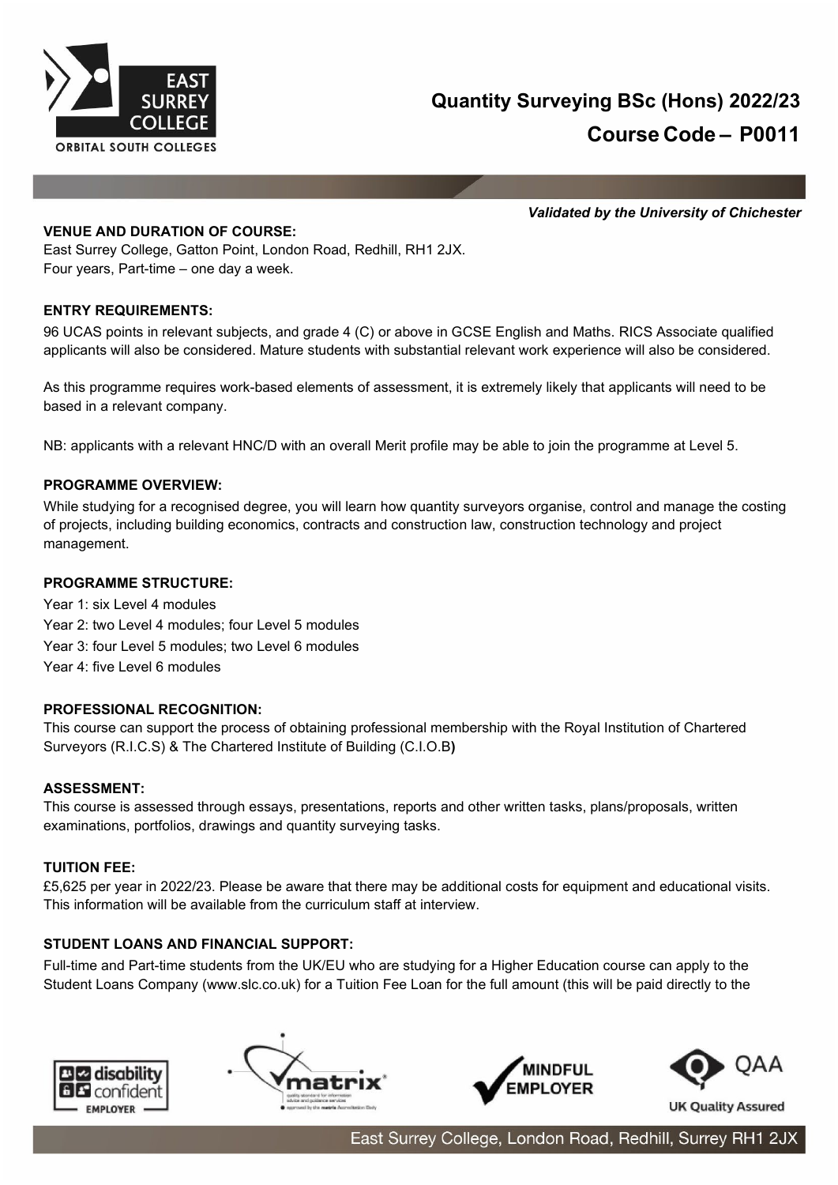# Quantity Surveying BSc (Hons) 2022/23

## Course Code – P0011

*Validated by the University of Chichester*

### VENUE AND DURATION OF COURSE:

East Surrey College, Gatton Point, London Road, Redhill, RH1 2JX.
Four years, Part-time – one day a week.

### ENTRY REQUIREMENTS:

96 UCAS points in relevant subjects, and grade 4 (C) or above in GCSE English and Maths. RICS Associate qualified applicants will also be considered. Mature students with substantial relevant work experience will also be considered.

As this programme requires work-based elements of assessment, it is extremely likely that applicants will need to be based in a relevant company.

NB: applicants with a relevant HNC/D with an overall Merit profile may be able to join the programme at Level 5.

### PROGRAMME OVERVIEW:

While studying for a recognised degree, you will learn how quantity surveyors organise, control and manage the costing of projects, including building economics, contracts and construction law, construction technology and project management.

### PROGRAMME STRUCTURE:

Year 1: six Level 4 modules
Year 2: two Level 4 modules; four Level 5 modules
Year 3: four Level 5 modules; two Level 6 modules
Year 4: five Level 6 modules

### PROFESSIONAL RECOGNITION:

This course can support the process of obtaining professional membership with the Royal Institution of Chartered Surveyors (R.I.C.S) & The Chartered Institute of Building (C.I.O.B**)**

### ASSESSMENT:

This course is assessed through essays, presentations, reports and other written tasks, plans/proposals, written examinations, portfolios, drawings and quantity surveying tasks.

### TUITION FEE:

£5,625 per year in 2022/23. Please be aware that there may be additional costs for equipment and educational visits. This information will be available from the curriculum staff at interview.

### STUDENT LOANS AND FINANCIAL SUPPORT:

Full-time and Part-time students from the UK/EU who are studying for a Higher Education course can apply to the Student Loans Company (www.slc.co.uk) for a Tuition Fee Loan for the full amount (this will be paid directly to the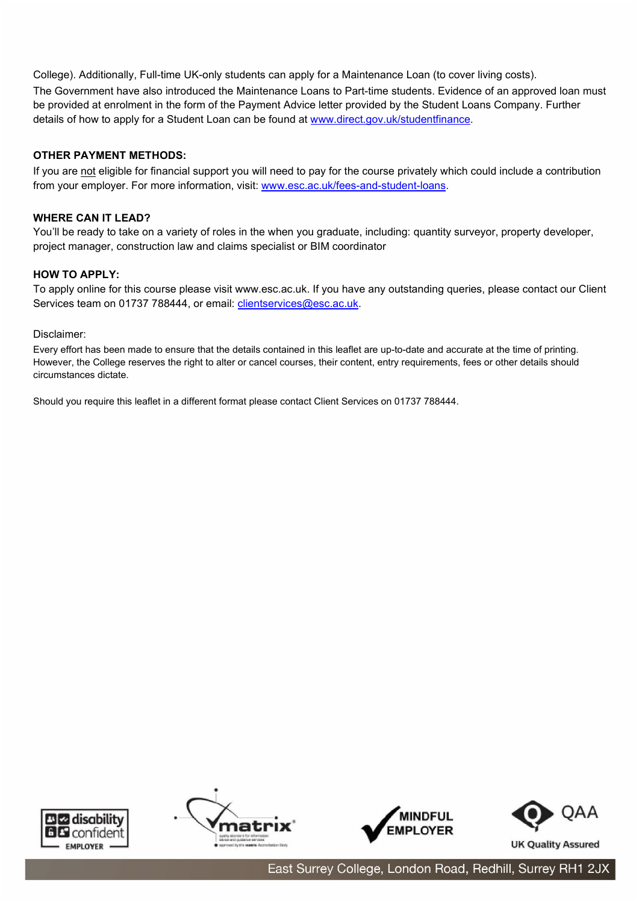College). Additionally, Full-time UK-only students can apply for a Maintenance Loan (to cover living costs).

The Government have also introduced the Maintenance Loans to Part-time students. Evidence of an approved loan must be provided at enrolment in the form of the Payment Advice letter provided by the Student Loans Company. Further details of how to apply for a Student Loan can be found at www.direct.gov.uk/studentfinance.

**OTHER PAYMENT METHODS:**

If you are not eligible for financial support you will need to pay for the course privately which could include a contribution from your employer. For more information, visit: www.esc.ac.uk/fees-and-student-loans.

**WHERE CAN IT LEAD?**

You'll be ready to take on a variety of roles in the when you graduate, including: quantity surveyor, property developer, project manager, construction law and claims specialist or BIM coordinator

**HOW TO APPLY:**

To apply online for this course please visit www.esc.ac.uk. If you have any outstanding queries, please contact our Client Services team on 01737 788444, or email: clientservices@esc.ac.uk.

Disclaimer:

Every effort has been made to ensure that the details contained in this leaflet are up-to-date and accurate at the time of printing. However, the College reserves the right to alter or cancel courses, their content, entry requirements, fees or other details should circumstances dictate.

Should you require this leaflet in a different format please contact Client Services on 01737 788444.

East Surrey College, London Road, Redhill, Surrey RH1 2JX